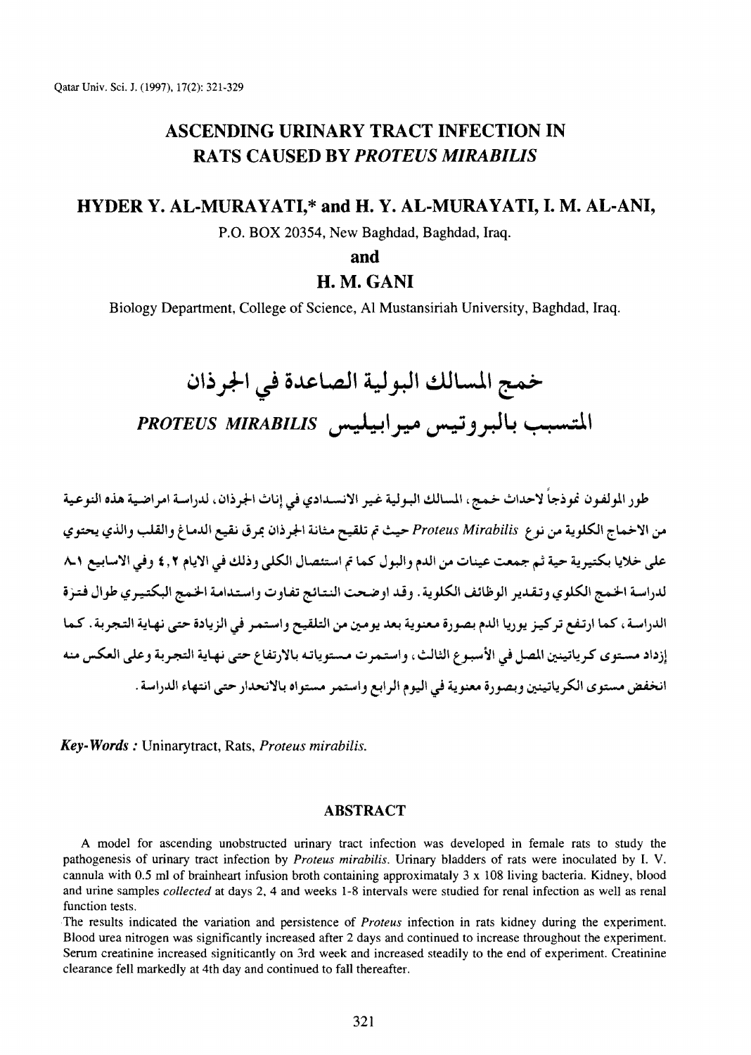# ASCENDING URINARY TRACT INFECTION IN RATS CAUSED BY *PROTEUS MIRABILIS*

## HYDER Y. AL-MURAYATI,* and H. Y. AL-MURAYATI, I. M. AL-ANI,

P.O. BOX 20354, New Baghdad, Baghdad, Iraq.

**and**

## H. M. GANI

Biology Department, College of Science, Al Mustansiriah University, Baghdad, Iraq.

# خمج المسالك البولية الصاعدة في الجرذان
# المتسبب بالبروتيس ميرابيليس *PROTEUS MIRABILIS*

طور المؤلفون نموذجاً لاحداث خمج، المسالك البولية غير الانسدادي في إناث الجرذان، لدراسة امراضية هذه النوعية من الاخماج الكلوية من نوع *Proteus Mirabilis* حيث تم تلقيح مثانة الجرذان بمرق نقيع الدماغ والقلب والذي يحتوي على خلايا بكتيرية حية ثم جمعت عينات من الدم والبول كما تم استئصال الكلى وذلك في الايام ٢، ٤ وفي الاسابيع ١-٨ لدراسة الخمج الكلوي وتقدير الوظائف الكلوية. وقد اوضحت النتائج تفاوت واستدامة الخمج البكتيري طوال فترة الدراسة، كما ارتفع تركيز يوريا الدم بصورة معنوية بعد يومين من التلقيح واستمر في الزيادة حتى نهاية التجربة. كما إزداد مستوى كرياتينين المصل في الأسبوع الثالث، واستمرت مستوياته بالارتفاع حتى نهاية التجربة وعلى العكس منه انخفض مستوى الكرياتينين وبصورة معنوية في اليوم الرابع واستمر مستواه بالانحدار حتى انتهاء الدراسة.

*Key-Words :* Uninarytract, Rats, *Proteus mirabilis.*

## ABSTRACT

A model for ascending unobstructed urinary tract infection was developed in female rats to study the pathogenesis of urinary tract infection by *Proteus mirabilis*. Urinary bladders of rats were inoculated by I. V. cannula with 0.5 ml of brainheart infusion broth containing approximataly 3 x 108 living bacteria. Kidney, blood and urine samples *collected* at days 2, 4 and weeks 1-8 intervals were studied for renal infection as well as renal function tests.

The results indicated the variation and persistence of *Proteus* infection in rats kidney during the experiment. Blood urea nitrogen was significantly increased after 2 days and continued to increase throughout the experiment. Serum creatinine increased signiticantly on 3rd week and increased steadily to the end of experiment. Creatinine clearance fell markedly at 4th day and continued to fall thereafter.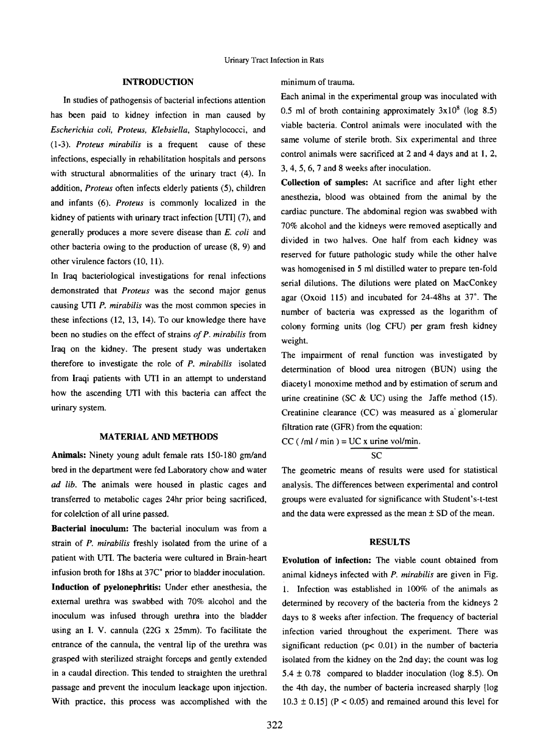## INTRODUCTION

In studies of pathogensis of bacterial infections attention has been paid to kidney infection in man caused by *Escherichia coli, Proteus, Klebsiella*, Staphylococci, and (1-3). *Proteus mirabilis* is a frequent cause of these infections, especially in rehabilitation hospitals and persons with structural abnormalities of the urinary tract (4). In addition, *Proteus* often infects elderly patients (5), children and infants (6). *Proteus* is commonly localized in the kidney of patients with urinary tract infection [UTI] (7), and generally produces a more severe disease than *E. coli* and other bacteria owing to the production of urease (8, 9) and other virulence factors (10, 11).

In Iraq bacteriological investigations for renal infections demonstrated that *Proteus* was the second major genus causing UTI *P. mirabilis* was the most common species in these infections (12, 13, 14). To our knowledge there have been no studies on the effect of strains *of P. mirabilis* from Iraq on the kidney. The present study was undertaken therefore to investigate the role of *P. mirabilis* isolated from Iraqi patients with UTI in an attempt to understand how the ascending UTI with this bacteria can affect the urinary system.

## MATERIAL AND METHODS

**Animals:** Ninety young adult female rats 150-180 gm/and bred in the department were fed Laboratory chow and water *ad lib.* The animals were housed in plastic cages and transferred to metabolic cages 24hr prior being sacrificed, for colelction of all urine passed.

**Bacterial inoculum:** The bacterial inoculum was from a strain of *P. mirabilis* freshly isolated from the urine of a patient with UTI. The bacteria were cultured in Brain-heart infusion broth for 18hs at 37C° prior to bladder inoculation.

**Induction of pyelonephritis:** Under ether anesthesia, the external urethra was swabbed with 70% alcohol and the inoculum was infused through urethra into the bladder using an I. V. cannula (22G x 25mm). To facilitate the entrance of the cannula, the ventral lip of the urethra was grasped with sterilized straight forceps and gently extended in a caudal direction. This tended to straighten the urethral passage and prevent the inoculum leackage upon injection. With practice, this process was accomplished with the minimum of trauma.

Each animal in the experimental group was inoculated with 0.5 ml of broth containing approximately $3x10^8$ (log 8.5) viable bacteria. Control animals were inoculated with the same volume of sterile broth. Six experimental and three control animals were sacrificed at 2 and 4 days and at 1, 2, 3, 4, 5, 6, 7 and 8 weeks after inoculation.

**Collection of samples:** At sacrifice and after light ether anesthesia, blood was obtained from the animal by the cardiac puncture. The abdominal region was swabbed with 70% alcohol and the kidneys were removed aseptically and divided in two halves. One half from each kidney was reserved for future pathologic study while the other halve was homogenised in 5 ml distilled water to prepare ten-fold serial dilutions. The dilutions were plated on MacConkey agar (Oxoid 115) and incubated for 24-48hs at 37°. The number of bacteria was expressed as the logarithm of colony forming units (log CFU) per gram fresh kidney weight.

The impairment of renal function was investigated by determination of blood urea nitrogen (BUN) using the diacetyl monoxime method and by estimation of serum and urine creatinine (SC & UC) using the Jaffe method (15). Creatinine clearance (CC) was measured as a glomerular filtration rate (GFR) from the equation:

$$CC\ (/ml\ /\ min\ ) = \frac{UC \times \text{urine vol/min.}}{SC}$$

The geometric means of results were used for statistical analysis. The differences between experimental and control groups were evaluated for significance with Student's-t-test and the data were expressed as the mean ± SD of the mean.

## RESULTS

**Evolution of infection:** The viable count obtained from animal kidneys infected with *P. mirabilis* are given in Fig. 1. Infection was established in 100% of the animals as determined by recovery of the bacteria from the kidneys 2 days to 8 weeks after infection. The frequency of bacterial infection varied throughout the experiment. There was significant reduction ($p < 0.01$) in the number of bacteria isolated from the kidney on the 2nd day; the count was log 5.4 ± 0.78 compared to bladder inoculation (log 8.5). On the 4th day, the number of bacteria increased sharply [log 10.3 ± 0.15] ($P < 0.05$) and remained around this level for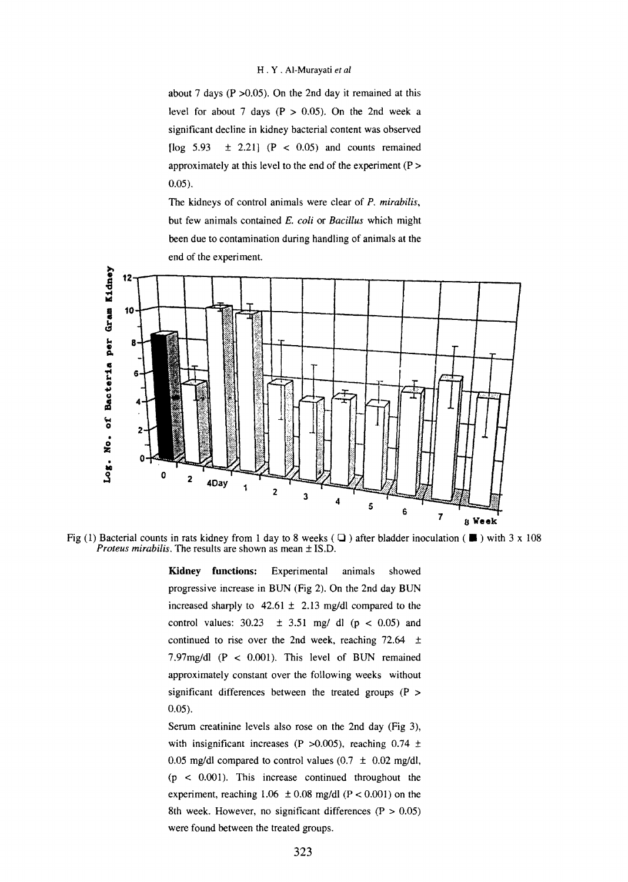about 7 days (P >0.05). On the 2nd day it remained at this level for about 7 days (P > 0.05). On the 2nd week a significant decline in kidney bacterial content was observed [log 5.93 ± 2.21] (P < 0.05) and counts remained approximately at this level to the end of the experiment (P > 0.05).

The kidneys of control animals were clear of *P. mirabilis*, but few animals contained *E. coli* or *Bacillus* which might been due to contamination during handling of animals at the end of the experiment.

Fig (1) Bacterial counts in rats kidney from 1 day to 8 weeks ( ❑ ) after bladder inoculation ( ■ ) with 3 x 108 *Proteus mirabilis*. The results are shown as mean ± IS.D.

**Kidney functions:** Experimental animals showed progressive increase in BUN (Fig 2). On the 2nd day BUN increased sharply to 42.61 ± 2.13 mg/dl compared to the control values: 30.23 ± 3.51 mg/ dl (p < 0.05) and continued to rise over the 2nd week, reaching 72.64 ± 7.97mg/dl (P < 0.001). This level of BUN remained approximately constant over the following weeks without significant differences between the treated groups (P > 0.05).

Serum creatinine levels also rose on the 2nd day (Fig 3), with insignificant increases (P >0.005), reaching 0.74 ± 0.05 mg/dl compared to control values (0.7 ± 0.02 mg/dl, (p < 0.001). This increase continued throughout the experiment, reaching 1.06 ± 0.08 mg/dl (P < 0.001) on the 8th week. However, no significant differences (P > 0.05) were found between the treated groups.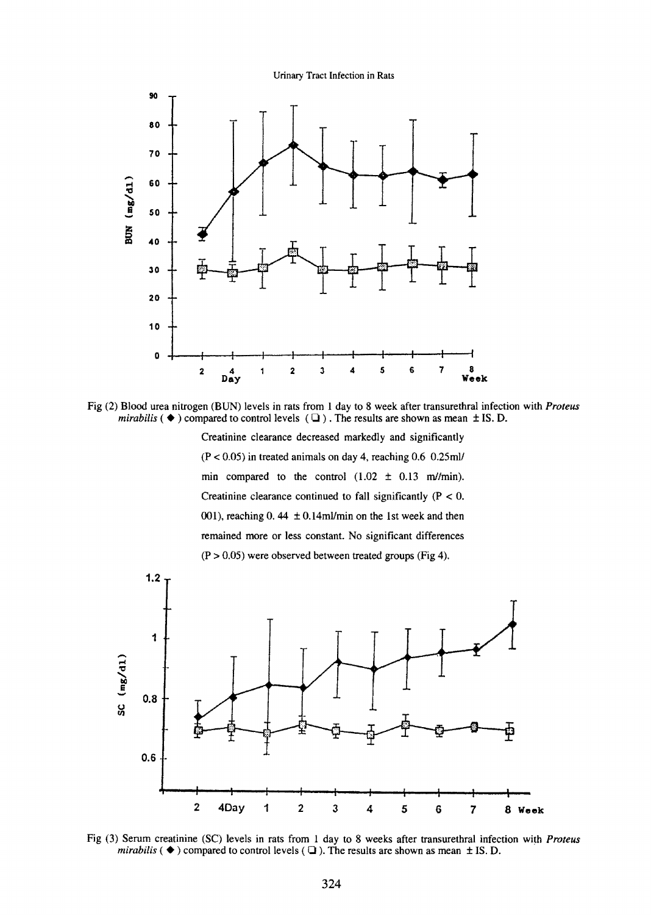Fig (2) Blood urea nitrogen (BUN) levels in rats from 1 day to 8 week after transurethral infection with *Proteus mirabilis* ( ◆ ) compared to control levels ( ❑ ). The results are shown as mean ± IS. D.

Creatinine clearance decreased markedly and significantly ($P < 0.05$) in treated animals on day 4, reaching 0.6 0.25ml/min compared to the control (1.02 ± 0.13 ml/min). Creatinine clearance continued to fall significantly ($P < 0.001$), reaching 0.44 ± 0.14ml/min on the 1st week and then remained more or less constant. No significant differences ($P > 0.05$) were observed between treated groups (Fig 4).

Fig (3) Serum creatinine (SC) levels in rats from 1 day to 8 weeks after transurethral infection with *Proteus mirabilis* ( ◆ ) compared to control levels ( ❑ ). The results are shown as mean ± IS. D.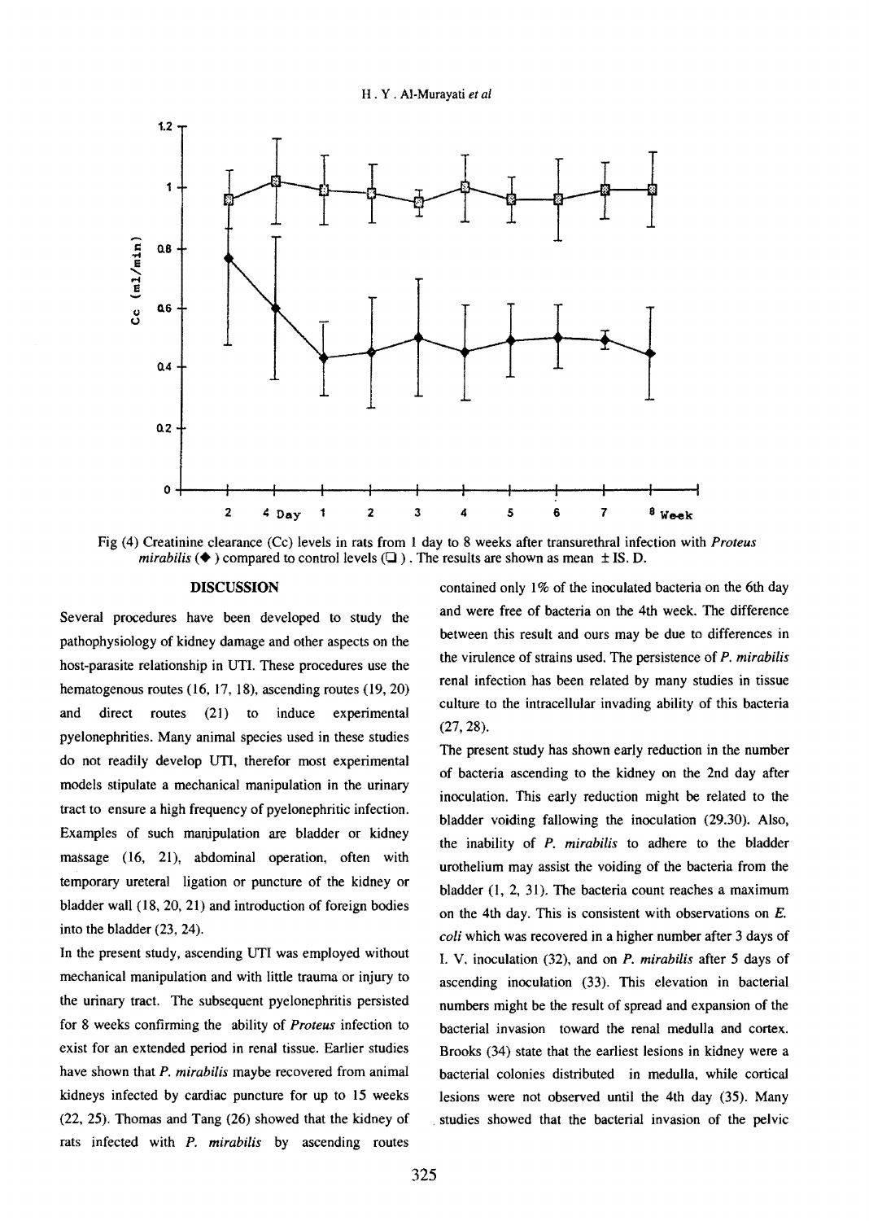Fig (4) Creatinine clearance (Cc) levels in rats from 1 day to 8 weeks after transurethral infection with *Proteus mirabilis* (◆) compared to control levels (❑). The results are shown as mean ± IS. D.

## DISCUSSION

Several procedures have been developed to study the pathophysiology of kidney damage and other aspects on the host-parasite relationship in UTI. These procedures use the hematogenous routes (16, 17, 18), ascending routes (19, 20) and direct routes (21) to induce experimental pyelonephrities. Many animal species used in these studies do not readily develop UTI, therefor most experimental models stipulate a mechanical manipulation in the urinary tract to ensure a high frequency of pyelonephritic infection. Examples of such manipulation are bladder or kidney massage (16, 21), abdominal operation, often with temporary ureteral ligation or puncture of the kidney or bladder wall (18, 20, 21) and introduction of foreign bodies into the bladder (23, 24).

In the present study, ascending UTI was employed without mechanical manipulation and with little trauma or injury to the urinary tract. The subsequent pyelonephritis persisted for 8 weeks confirming the ability of *Proteus* infection to exist for an extended period in renal tissue. Earlier studies have shown that *P. mirabilis* maybe recovered from animal kidneys infected by cardiac puncture for up to 15 weeks (22, 25). Thomas and Tang (26) showed that the kidney of rats infected with *P. mirabilis* by ascending routes contained only 1% of the inoculated bacteria on the 6th day and were free of bacteria on the 4th week. The difference between this result and ours may be due to differences in the virulence of strains used. The persistence of *P. mirabilis* renal infection has been related by many studies in tissue culture to the intracellular invading ability of this bacteria (27, 28).

The present study has shown early reduction in the number of bacteria ascending to the kidney on the 2nd day after inoculation. This early reduction might be related to the bladder voiding fallowing the inoculation (29.30). Also, the inability of *P. mirabilis* to adhere to the bladder urothelium may assist the voiding of the bacteria from the bladder (1, 2, 31). The bacteria count reaches a maximum on the 4th day. This is consistent with observations on *E. coli* which was recovered in a higher number after 3 days of I. V. inoculation (32), and on *P. mirabilis* after 5 days of ascending inoculation (33). This elevation in bacterial numbers might be the result of spread and expansion of the bacterial invasion toward the renal medulla and cortex. Brooks (34) state that the earliest lesions in kidney were a bacterial colonies distributed in medulla, while cortical lesions were not observed until the 4th day (35). Many studies showed that the bacterial invasion of the pelvic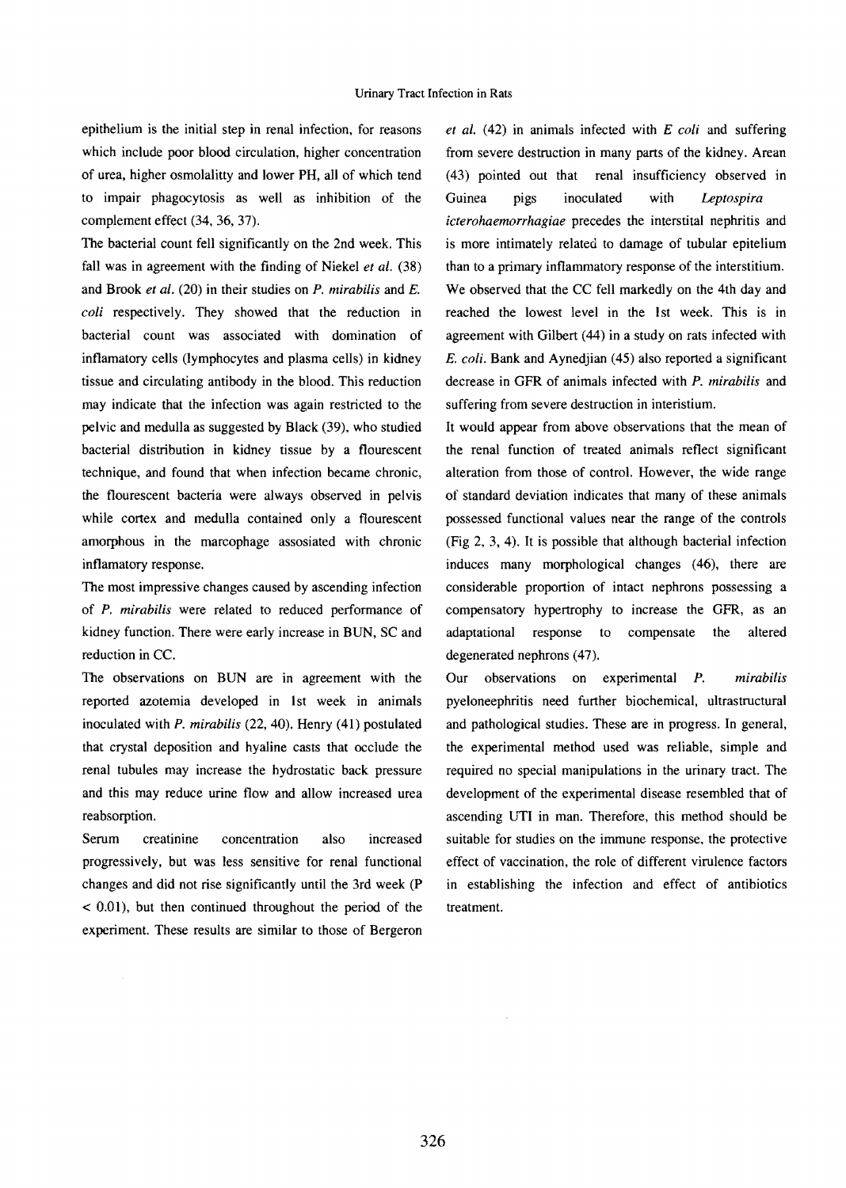epithelium is the initial step in renal infection, for reasons which include poor blood circulation, higher concentration of urea, higher osmolalitty and lower PH, all of which tend to impair phagocytosis as well as inhibition of the complement effect (34, 36, 37).

The bacterial count fell significantly on the 2nd week. This fall was in agreement with the finding of Niekel *et al.* (38) and Brook *et al.* (20) in their studies on *P. mirabilis* and *E. coli* respectively. They showed that the reduction in bacterial count was associated with domination of inflamatory cells (lymphocytes and plasma cells) in kidney tissue and circulating antibody in the blood. This reduction may indicate that the infection was again restricted to the pelvic and medulla as suggested by Black (39), who studied bacterial distribution in kidney tissue by a flourescent technique, and found that when infection became chronic, the flourescent bacteria were always observed in pelvis while cortex and medulla contained only a flourescent amorphous in the marcophage assosiated with chronic inflamatory response.

The most impressive changes caused by ascending infection of *P. mirabilis* were related to reduced performance of kidney function. There were early increase in BUN, SC and reduction in CC.

The observations on BUN are in agreement with the reported azotemia developed in 1st week in animals inoculated with *P. mirabilis* (22, 40). Henry (41) postulated that crystal deposition and hyaline casts that occlude the renal tubules may increase the hydrostatic back pressure and this may reduce urine flow and allow increased urea reabsorption.

Serum creatinine concentration also increased progressively, but was less sensitive for renal functional changes and did not rise significantly until the 3rd week ($P < 0.01$), but then continued throughout the period of the experiment. These results are similar to those of Bergeron *et al.* (42) in animals infected with *E coli* and suffering from severe destruction in many parts of the kidney. Arean (43) pointed out that renal insufficiency observed in Guinea pigs inoculated with *Leptospira icterohaemorrhagiae* precedes the interstital nephritis and is more intimately related to damage of tubular epitelium than to a primary inflammatory response of the interstitium. We observed that the CC fell markedly on the 4th day and reached the lowest level in the 1st week. This is in agreement with Gilbert (44) in a study on rats infected with *E. coli*. Bank and Aynedjian (45) also reported a significant decrease in GFR of animals infected with *P. mirabilis* and suffering from severe destruction in interistium.

It would appear from above observations that the mean of the renal function of treated animals reflect significant alteration from those of control. However, the wide range of standard deviation indicates that many of these animals possessed functional values near the range of the controls (Fig 2, 3, 4). It is possible that although bacterial infection induces many morphological changes (46), there are considerable proportion of intact nephrons possessing a compensatory hypertrophy to increase the GFR, as an adaptational response to compensate the altered degenerated nephrons (47).

Our observations on experimental *P. mirabilis* pyeloneephritis need further biochemical, ultrastructural and pathological studies. These are in progress. In general, the experimental method used was reliable, simple and required no special manipulations in the urinary tract. The development of the experimental disease resembled that of ascending UTI in man. Therefore, this method should be suitable for studies on the immune response, the protective effect of vaccination, the role of different virulence factors in establishing the infection and effect of antibiotics treatment.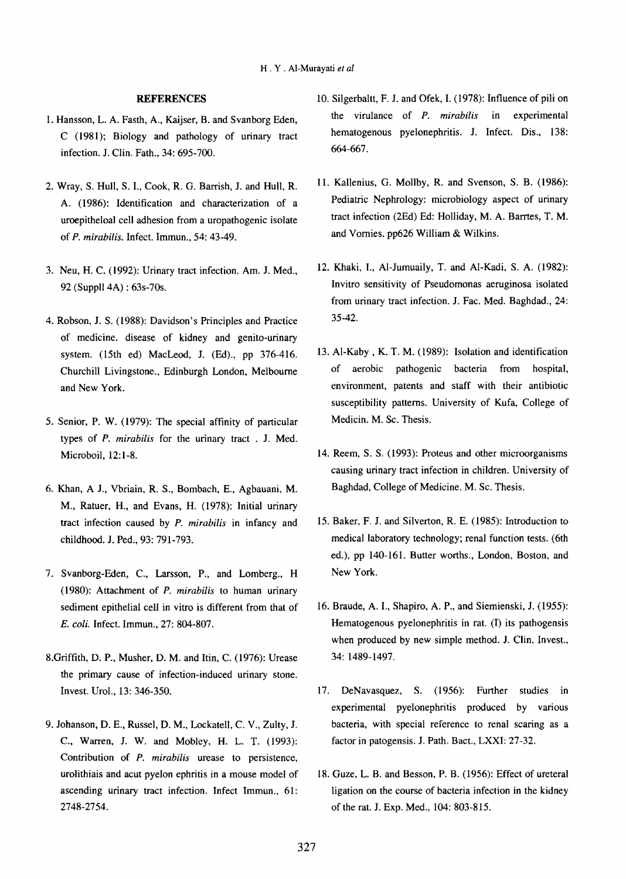## REFERENCES

1. Hansson, L. A. Fasth, A., Kaijser, B. and Svanborg Eden, C (1981); Biology and pathology of urinary tract infection. J. Clin. Fath., 34: 695-700.

2. Wray, S. Hull, S. I., Cook, R. G. Barrish, J. and Hull, R. A. (1986): Identification and characterization of a uroepitheloal cell adhesion from a uropathogenic isolate of *P. mirabilis*. Infect. Immun., 54: 43-49.

3. Neu, H. C. (1992): Urinary tract infection. Am. J. Med., 92 (Suppll 4A) : 63s-70s.

4. Robson, J. S. (1988): Davidson's Principles and Practice of medicine. disease of kidney and genito-urinary system. (15th ed) MacLeod, J. (Ed)., pp 376-416. Churchill Livingstone., Edinburgh London, Melbourne and New York.

5. Senior, P. W. (1979): The special affinity of particular types of *P. mirabilis* for the urinary tract . J. Med. Microboil, 12:1-8.

6. Khan, A J., Vbriain, R. S., Bombach, E., Agbauani, M. M., Ratuer, H., and Evans, H. (1978): Initial urinary tract infection caused by *P. mirabilis* in infancy and childhood. J. Ped., 93: 791-793.

7. Svanborg-Eden, C., Larsson, P., and Lomberg., H (1980): Attachment of *P. mirabilis* to human urinary sediment epithelial cell in vitro is different from that of *E. coli.* Infect. Immun., 27: 804-807.

8. Griffith, D. P., Musher, D. M. and Itin, C. (1976): Urease the primary cause of infection-induced urinary stone. Invest. Urol., 13: 346-350.

9. Johanson, D. E., Russel, D. M., Lockatell, C. V., Zulty, J. C., Warren, J. W. and Mobley, H. L. T. (1993): Contribution of *P. mirabilis* urease to persistence, urolithiais and acut pyelon ephritis in a mouse model of ascending urinary tract infection. Infect Immun., 61: 2748-2754.

10. Silgerbaltt, F. J. and Ofek, I. (1978): Influence of pili on the virulance of *P. mirabilis* in experimental hematogenous pyelonephritis. J. Infect. Dis., 138: 664-667.

11. Kallenius, G. Mollby, R. and Svenson, S. B. (1986): Pediatric Nephrology: microbiology aspect of urinary tract infection (2Ed) Ed: Holliday, M. A. Barrtes, T. M. and Vornies. pp626 William & Wilkins.

12. Khaki, I., Al-Jumuaily, T. and Al-Kadi, S. A. (1982): Invitro sensitivity of Pseudomonas aeruginosa isolated from urinary tract infection. J. Fac. Med. Baghdad., 24: 35-42.

13. Al-Kaby , K. T. M. (1989): Isolation and identification of aerobic pathogenic bacteria from hospital, environment, patents and staff with their antibiotic susceptibility patterns. University of Kufa, College of Medicin. M. Sc. Thesis.

14. Reem, S. S. (1993): Proteus and other microorganisms causing urinary tract infection in children. University of Baghdad, College of Medicine. M. Sc. Thesis.

15. Baker, F. J. and Silverton, R. E. (1985): Introduction to medical laboratory technology; renal function tests. (6th ed.), pp 140-161. Butter worths., London, Boston, and New York.

16. Braude, A. I., Shapiro, A. P., and Siemienski, J. (1955): Hematogenous pyelonephritis in rat. (I) its pathogensis when produced by new simple method. J. Clin. Invest., 34: 1489-1497.

17. DeNavasquez, S. (1956): Further studies in experimental pyelonephritis produced by various bacteria, with special reference to renal scaring as a factor in patogensis. J. Path. Bact., LXXI: 27-32.

18. Guze, L. B. and Besson, P. B. (1956): Effect of ureteral ligation on the course of bacteria infection in the kidney of the rat. J. Exp. Med., 104: 803-815.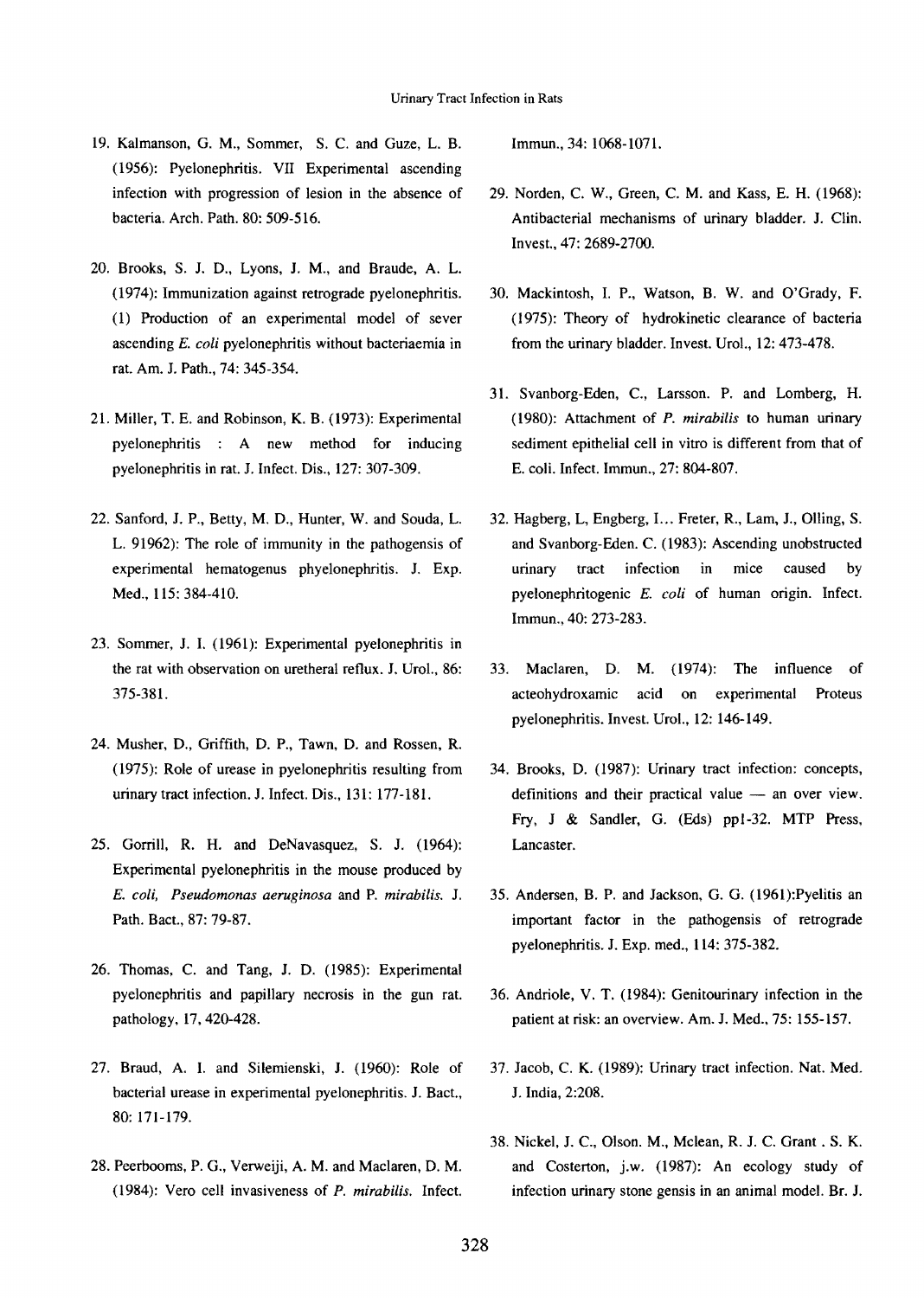19. Kalmanson, G. M., Sommer, S. C. and Guze, L. B. (1956): Pyelonephritis. VII Experimental ascending infection with progression of lesion in the absence of bacteria. Arch. Path. 80: 509-516.

20. Brooks, S. J. D., Lyons, J. M., and Braude, A. L. (1974): Immunization against retrograde pyelonephritis. (1) Production of an experimental model of sever ascending *E. coli* pyelonephritis without bacteriaemia in rat. Am. J. Path., 74: 345-354.

21. Miller, T. E. and Robinson, K. B. (1973): Experimental pyelonephritis : A new method for inducing pyelonephritis in rat. J. Infect. Dis., 127: 307-309.

22. Sanford, J. P., Betty, M. D., Hunter, W. and Souda, L. L. 91962): The role of immunity in the pathogensis of experimental hematogenus phyelonephritis. J. Exp. Med., 115: 384-410.

23. Sommer, J. I. (1961): Experimental pyelonephritis in the rat with observation on uretheral reflux. J. Urol., 86: 375-381.

24. Musher, D., Griffith, D. P., Tawn, D. and Rossen, R. (1975): Role of urease in pyelonephritis resulting from urinary tract infection. J. Infect. Dis., 131: 177-181.

25. Gorrill, R. H. and DeNavasquez, S. J. (1964): Experimental pyelonephritis in the mouse produced by *E. coli, Pseudomonas aeruginosa* and P. *mirabilis*. J. Path. Bact., 87: 79-87.

26. Thomas, C. and Tang, J. D. (1985): Experimental pyelonephritis and papillary necrosis in the gun rat. pathology, 17, 420-428.

27. Braud, A. I. and Silemienski, J. (1960): Role of bacterial urease in experimental pyelonephritis. J. Bact., 80: 171-179.

28. Peerbooms, P. G., Verweiji, A. M. and Maclaren, D. M. (1984): Vero cell invasiveness of *P. mirabilis*. Infect. Immun., 34: 1068-1071.

29. Norden, C. W., Green, C. M. and Kass, E. H. (1968): Antibacterial mechanisms of urinary bladder. J. Clin. Invest., 47: 2689-2700.

30. Mackintosh, I. P., Watson, B. W. and O'Grady, F. (1975): Theory of hydrokinetic clearance of bacteria from the urinary bladder. Invest. Urol., 12: 473-478.

31. Svanborg-Eden, C., Larsson. P. and Lomberg, H. (1980): Attachment of *P. mirabilis* to human urinary sediment epithelial cell in vitro is different from that of E. coli. Infect. Immun., 27: 804-807.

32. Hagberg, L, Engberg, I... Freter, R., Lam, J., Olling, S. and Svanborg-Eden. C. (1983): Ascending unobstructed urinary tract infection in mice caused by pyelonephritogenic *E. coli* of human origin. Infect. Immun., 40: 273-283.

33. Maclaren, D. M. (1974): The influence of acteohydroxamic acid on experimental Proteus pyelonephritis. Invest. Urol., 12: 146-149.

34. Brooks, D. (1987): Urinary tract infection: concepts, definitions and their practical value — an over view. Fry, J & Sandler, G. (Eds) pp1-32. MTP Press, Lancaster.

35. Andersen, B. P. and Jackson, G. G. (1961):Pyelitis an important factor in the pathogensis of retrograde pyelonephritis. J. Exp. med., 114: 375-382.

36. Andriole, V. T. (1984): Genitourinary infection in the patient at risk: an overview. Am. J. Med., 75: 155-157.

37. Jacob, C. K. (1989): Urinary tract infection. Nat. Med. J. India, 2:208.

38. Nickel, J. C., Olson. M., Mclean, R. J. C. Grant . S. K. and Costerton, j.w. (1987): An ecology study of infection urinary stone gensis in an animal model. Br. J.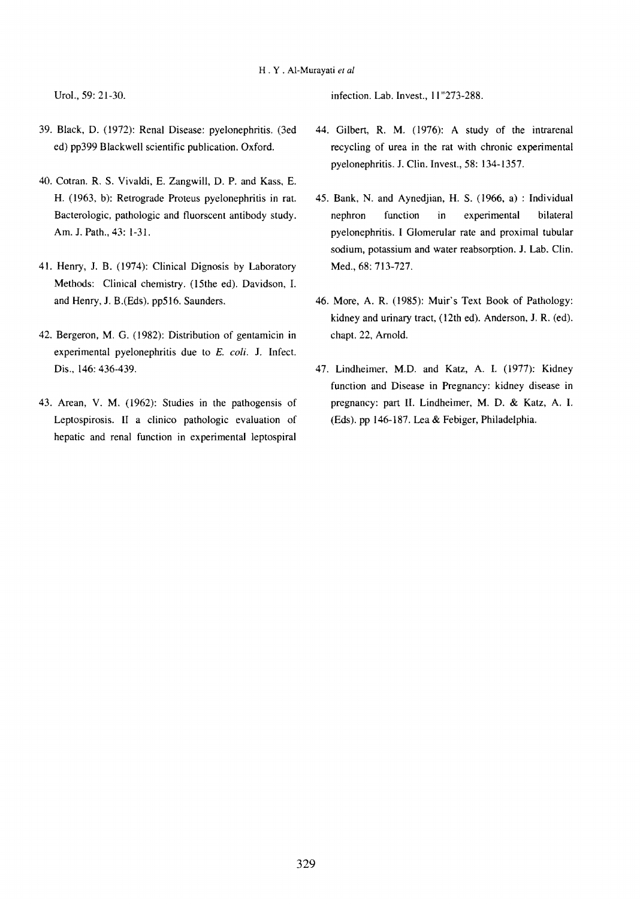Urol., 59: 21-30.

39. Black, D. (1972): Renal Disease: pyelonephritis. (3ed ed) pp399 Blackwell scientific publication. Oxford.

40. Cotran. R. S. Vivaldi, E. Zangwill, D. P. and Kass, E. H. (1963, b): Retrograde Proteus pyelonephritis in rat. Bacterologic, pathologic and fluorscent antibody study. Am. J. Path., 43: 1-31.

41. Henry, J. B. (1974): Clinical Dignosis by Laboratory Methods: Clinical chemistry. (15the ed). Davidson, I. and Henry, J. B.(Eds). pp516. Saunders.

42. Bergeron, M. G. (1982): Distribution of gentamicin in experimental pyelonephritis due to *E. coli*. J. Infect. Dis., 146: 436-439.

43. Arean, V. M. (1962): Studies in the pathogensis of Leptospirosis. II a clinico pathologic evaluation of hepatic and renal function in experimental leptospiral infection. Lab. Invest., 11"273-288.

44. Gilbert, R. M. (1976): A study of the intrarenal recycling of urea in the rat with chronic experimental pyelonephritis. J. Clin. Invest., 58: 134-1357.

45. Bank, N. and Aynedjian, H. S. (1966, a) : Individual nephron function in experimental bilateral pyelonephritis. I Glomerular rate and proximal tubular sodium, potassium and water reabsorption. J. Lab. Clin. Med., 68: 713-727.

46. More, A. R. (1985): Muir's Text Book of Pathology: kidney and urinary tract, (12th ed). Anderson, J. R. (ed). chapt. 22, Arnold.

47. Lindheimer, M.D. and Katz, A. I. (1977): Kidney function and Disease in Pregnancy: kidney disease in pregnancy: part II. Lindheimer, M. D. & Katz, A. I. (Eds). pp 146-187. Lea & Febiger, Philadelphia.